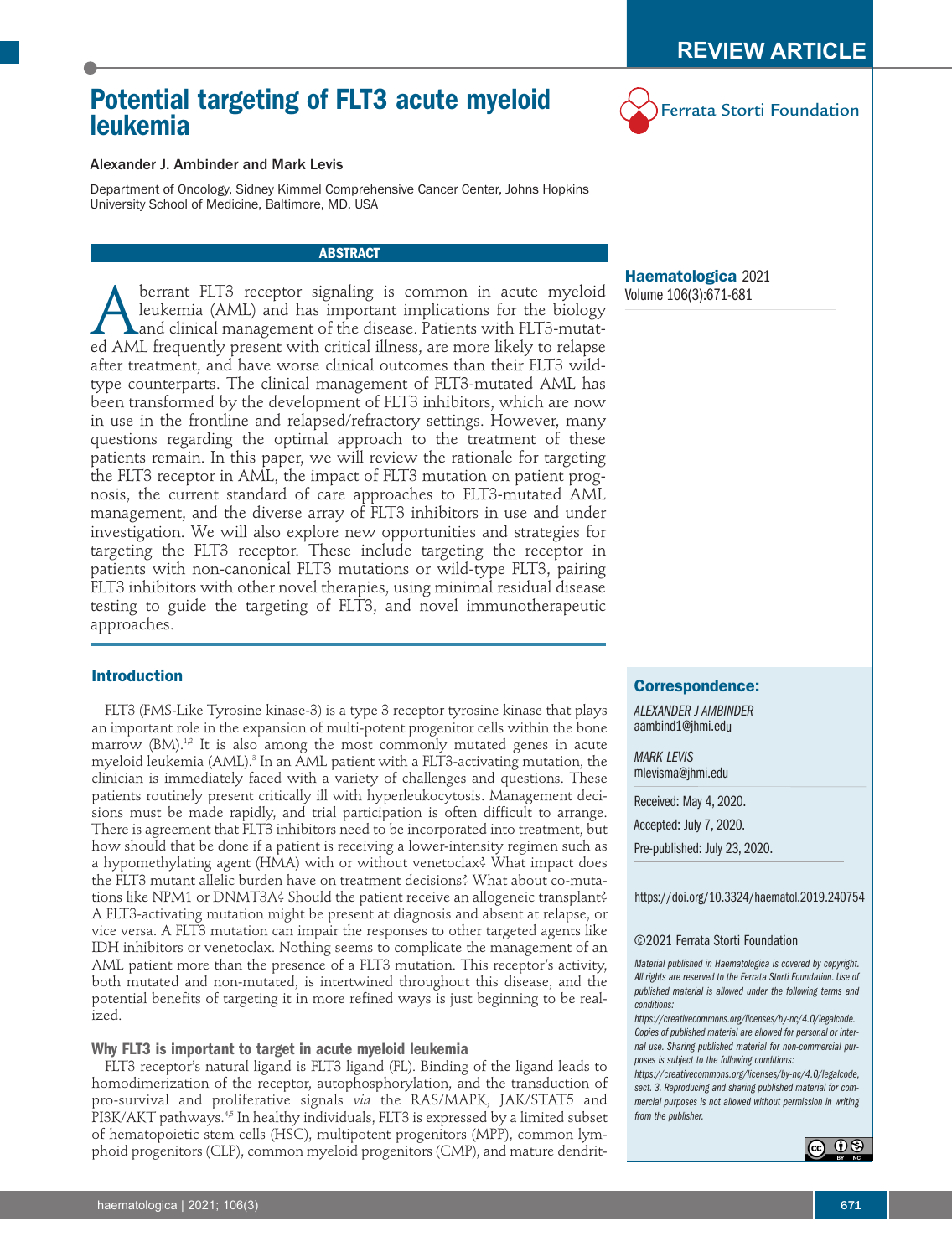REVIEW ARTICLE

# Potential targeting of FLT3 acute myeloid leukemia

Alexander J. Ambinder and Mark Levis

Department of Oncology, Sidney Kimmel Comprehensive Cancer Center, Johns Hopkins University School of Medicine, Baltimore, MD, USA

## ABSTRACT

Aberrant FLT3 receptor signaling is common in acute myeloid leukemia (AML) and has important implications for the biology and clinical management of the disease. Patients with FLT3-mutated AML frequently present with critical illness, are more likely to relapse after treatment, and have worse clinical outcomes than their FLT3 wild-type counterparts. The clinical management of FLT3-mutated AML has been transformed by the development of FLT3 inhibitors, which are now in use in the frontline and relapsed/refractory settings. However, many questions regarding the optimal approach to the treatment of these patients remain. In this paper, we will review the rationale for targeting the FLT3 receptor in AML, the impact of FLT3 mutation on patient prognosis, the current standard of care approaches to FLT3-mutated AML management, and the diverse array of FLT3 inhibitors in use and under investigation. We will also explore new opportunities and strategies for targeting the FLT3 receptor. These include targeting the receptor in patients with non-canonical FLT3 mutations or wild-type FLT3, pairing FLT3 inhibitors with other novel therapies, using minimal residual disease testing to guide the targeting of FLT3, and novel immunotherapeutic approaches.

## Introduction

FLT3 (FMS-Like Tyrosine kinase-3) is a type 3 receptor tyrosine kinase that plays an important role in the expansion of multi-potent progenitor cells within the bone marrow (BM).[1,2] It is also among the most commonly mutated genes in acute myeloid leukemia (AML).[3] In an AML patient with a FLT3-activating mutation, the clinician is immediately faced with a variety of challenges and questions. These patients routinely present critically ill with hyperleukocytosis. Management decisions must be made rapidly, and trial participation is often difficult to arrange. There is agreement that FLT3 inhibitors need to be incorporated into treatment, but how should that be done if a patient is receiving a lower-intensity regimen such as a hypomethylating agent (HMA) with or without venetoclax? What impact does the FLT3 mutant allelic burden have on treatment decisions? What about co-mutations like NPM1 or DNMT3A? Should the patient receive an allogeneic transplant? A FLT3-activating mutation might be present at diagnosis and absent at relapse, or vice versa. A FLT3 mutation can impair the responses to other targeted agents like IDH inhibitors or venetoclax. Nothing seems to complicate the management of an AML patient more than the presence of a FLT3 mutation. This receptor's activity, both mutated and non-mutated, is intertwined throughout this disease, and the potential benefits of targeting it in more refined ways is just beginning to be realized.

### Why FLT3 is important to target in acute myeloid leukemia

FLT3 receptor's natural ligand is FLT3 ligand (FL). Binding of the ligand leads to homodimerization of the receptor, autophosphorylation, and the transduction of pro-survival and proliferative signals *via* the RAS/MAPK, JAK/STAT5 and PI3K/AKT pathways.[4,5] In healthy individuals, FLT3 is expressed by a limited subset of hematopoietic stem cells (HSC), multipotent progenitors (MPP), common lymphoid progenitors (CLP), common myeloid progenitors (CMP), and mature dendrit-

Ferrata Storti Foundation

**Haematologica** 2021
Volume 106(3):671-681

**Correspondence:**

*ALEXANDER J AMBINDER*
aambind1@jhmi.edu

*MARK LEVIS*
mlevisma@jhmi.edu

Received: May 4, 2020.

Accepted: July 7, 2020.

Pre-published: July 23, 2020.

https://doi.org/10.3324/haematol.2019.240754

©2021 Ferrata Storti Foundation

*Material published in Haematologica is covered by copyright. All rights are reserved to the Ferrata Storti Foundation. Use of published material is allowed under the following terms and conditions: https://creativecommons.org/licenses/by-nc/4.0/legalcode. Copies of published material are allowed for personal or internal use. Sharing published material for non-commercial purposes is subject to the following conditions: https://creativecommons.org/licenses/by-nc/4.0/legalcode, sect. 3. Reproducing and sharing published material for commercial purposes is not allowed without permission in writing from the publisher.*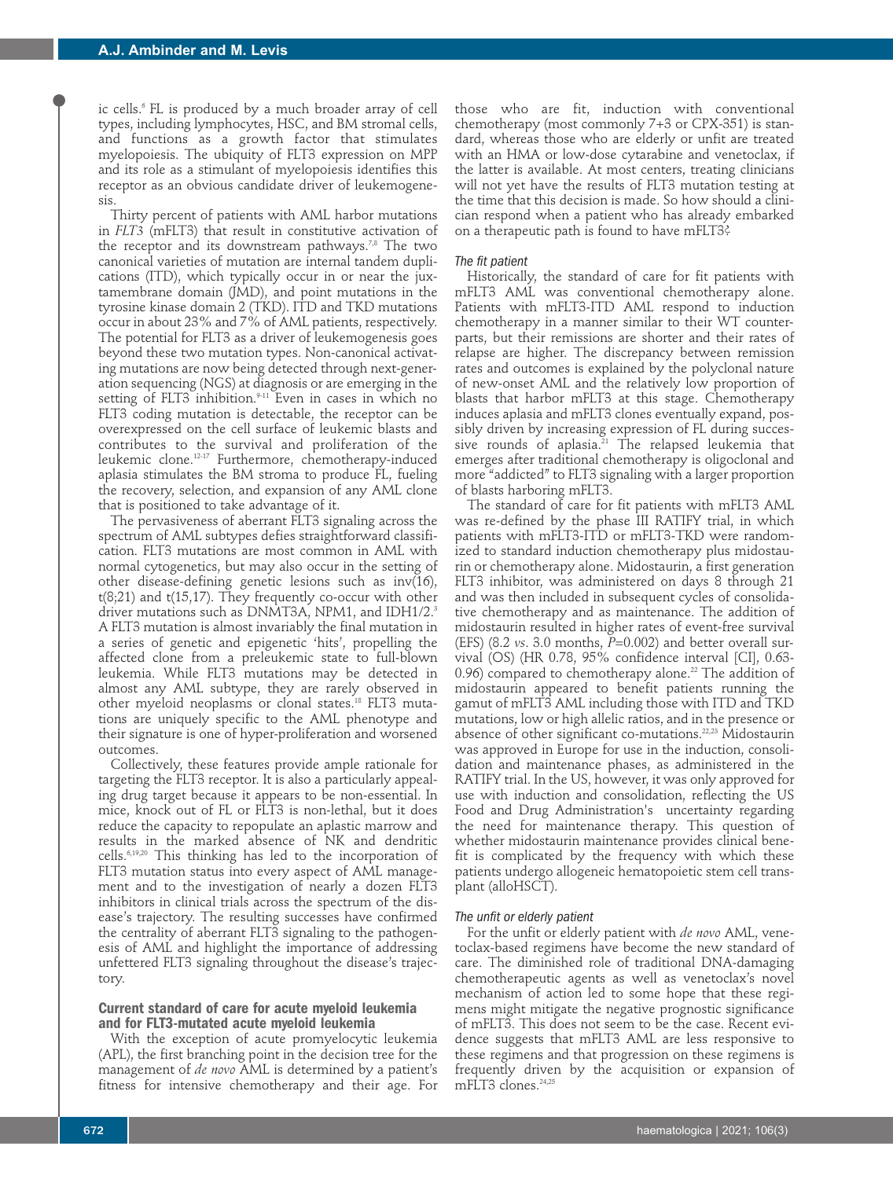ic cells.[6] FL is produced by a much broader array of cell types, including lymphocytes, HSC, and BM stromal cells, and functions as a growth factor that stimulates myelopoiesis. The ubiquity of FLT3 expression on MPP and its role as a stimulant of myelopoiesis identifies this receptor as an obvious candidate driver of leukemogenesis.

Thirty percent of patients with AML harbor mutations in *FLT3* (mFLT3) that result in constitutive activation of the receptor and its downstream pathways.[7,8] The two canonical varieties of mutation are internal tandem duplications (ITD), which typically occur in or near the juxtamembrane domain (JMD), and point mutations in the tyrosine kinase domain 2 (TKD). ITD and TKD mutations occur in about 23% and 7% of AML patients, respectively. The potential for FLT3 as a driver of leukemogenesis goes beyond these two mutation types. Non-canonical activating mutations are now being detected through next-generation sequencing (NGS) at diagnosis or are emerging in the setting of FLT3 inhibition.[9-11] Even in cases in which no FLT3 coding mutation is detectable, the receptor can be overexpressed on the cell surface of leukemic blasts and contributes to the survival and proliferation of the leukemic clone.[12-17] Furthermore, chemotherapy-induced aplasia stimulates the BM stroma to produce FL, fueling the recovery, selection, and expansion of any AML clone that is positioned to take advantage of it.

The pervasiveness of aberrant FLT3 signaling across the spectrum of AML subtypes defies straightforward classification. FLT3 mutations are most common in AML with normal cytogenetics, but may also occur in the setting of other disease-defining genetic lesions such as inv(16), t(8;21) and t(15,17). They frequently co-occur with other driver mutations such as DNMT3A, NPM1, and IDH1/2.[3] A FLT3 mutation is almost invariably the final mutation in a series of genetic and epigenetic 'hits', propelling the affected clone from a preleukemic state to full-blown leukemia. While FLT3 mutations may be detected in almost any AML subtype, they are rarely observed in other myeloid neoplasms or clonal states.[18] FLT3 mutations are uniquely specific to the AML phenotype and their signature is one of hyper-proliferation and worsened outcomes.

Collectively, these features provide ample rationale for targeting the FLT3 receptor. It is also a particularly appealing drug target because it appears to be non-essential. In mice, knock out of FL or FLT3 is non-lethal, but it does reduce the capacity to repopulate an aplastic marrow and results in the marked absence of NK and dendritic cells.[6,19,20] This thinking has led to the incorporation of FLT3 mutation status into every aspect of AML management and to the investigation of nearly a dozen FLT3 inhibitors in clinical trials across the spectrum of the disease's trajectory. The resulting successes have confirmed the centrality of aberrant FLT3 signaling to the pathogenesis of AML and highlight the importance of addressing unfettered FLT3 signaling throughout the disease's trajectory.

## Current standard of care for acute myeloid leukemia and for FLT3-mutated acute myeloid leukemia

With the exception of acute promyelocytic leukemia (APL), the first branching point in the decision tree for the management of *de novo* AML is determined by a patient's fitness for intensive chemotherapy and their age. For those who are fit, induction with conventional chemotherapy (most commonly 7+3 or CPX-351) is standard, whereas those who are elderly or unfit are treated with an HMA or low-dose cytarabine and venetoclax, if the latter is available. At most centers, treating clinicians will not yet have the results of FLT3 mutation testing at the time that this decision is made. So how should a clinician respond when a patient who has already embarked on a therapeutic path is found to have mFLT3?

### The fit patient

Historically, the standard of care for fit patients with mFLT3 AML was conventional chemotherapy alone. Patients with mFLT3-ITD AML respond to induction chemotherapy in a manner similar to their WT counterparts, but their remissions are shorter and their rates of relapse are higher. The discrepancy between remission rates and outcomes is explained by the polyclonal nature of new-onset AML and the relatively low proportion of blasts that harbor mFLT3 at this stage. Chemotherapy induces aplasia and mFLT3 clones eventually expand, possibly driven by increasing expression of FL during successive rounds of aplasia.[21] The relapsed leukemia that emerges after traditional chemotherapy is oligoclonal and more "addicted" to FLT3 signaling with a larger proportion of blasts harboring mFLT3.

The standard of care for fit patients with mFLT3 AML was re-defined by the phase III RATIFY trial, in which patients with mFLT3-ITD or mFLT3-TKD were randomized to standard induction chemotherapy plus midostaurin or chemotherapy alone. Midostaurin, a first generation FLT3 inhibitor, was administered on days 8 through 21 and was then included in subsequent cycles of consolidative chemotherapy and as maintenance. The addition of midostaurin resulted in higher rates of event-free survival (EFS) (8.2 *vs*. 3.0 months, $P$=0.002) and better overall survival (OS) (HR 0.78, 95% confidence interval [CI], 0.63-0.96) compared to chemotherapy alone.[22] The addition of midostaurin appeared to benefit patients running the gamut of mFLT3 AML including those with ITD and TKD mutations, low or high allelic ratios, and in the presence or absence of other significant co-mutations.[22,23] Midostaurin was approved in Europe for use in the induction, consolidation and maintenance phases, as administered in the RATIFY trial. In the US, however, it was only approved for use with induction and consolidation, reflecting the US Food and Drug Administration's uncertainty regarding the need for maintenance therapy. This question of whether midostaurin maintenance provides clinical benefit is complicated by the frequency with which these patients undergo allogeneic hematopoietic stem cell transplant (alloHSCT).

### The unfit or elderly patient

For the unfit or elderly patient with *de novo* AML, venetoclax-based regimens have become the new standard of care. The diminished role of traditional DNA-damaging chemotherapeutic agents as well as venetoclax's novel mechanism of action led to some hope that these regimens might mitigate the negative prognostic significance of mFLT3. This does not seem to be the case. Recent evidence suggests that mFLT3 AML are less responsive to these regimens and that progression on these regimens is frequently driven by the acquisition or expansion of mFLT3 clones.[24,25]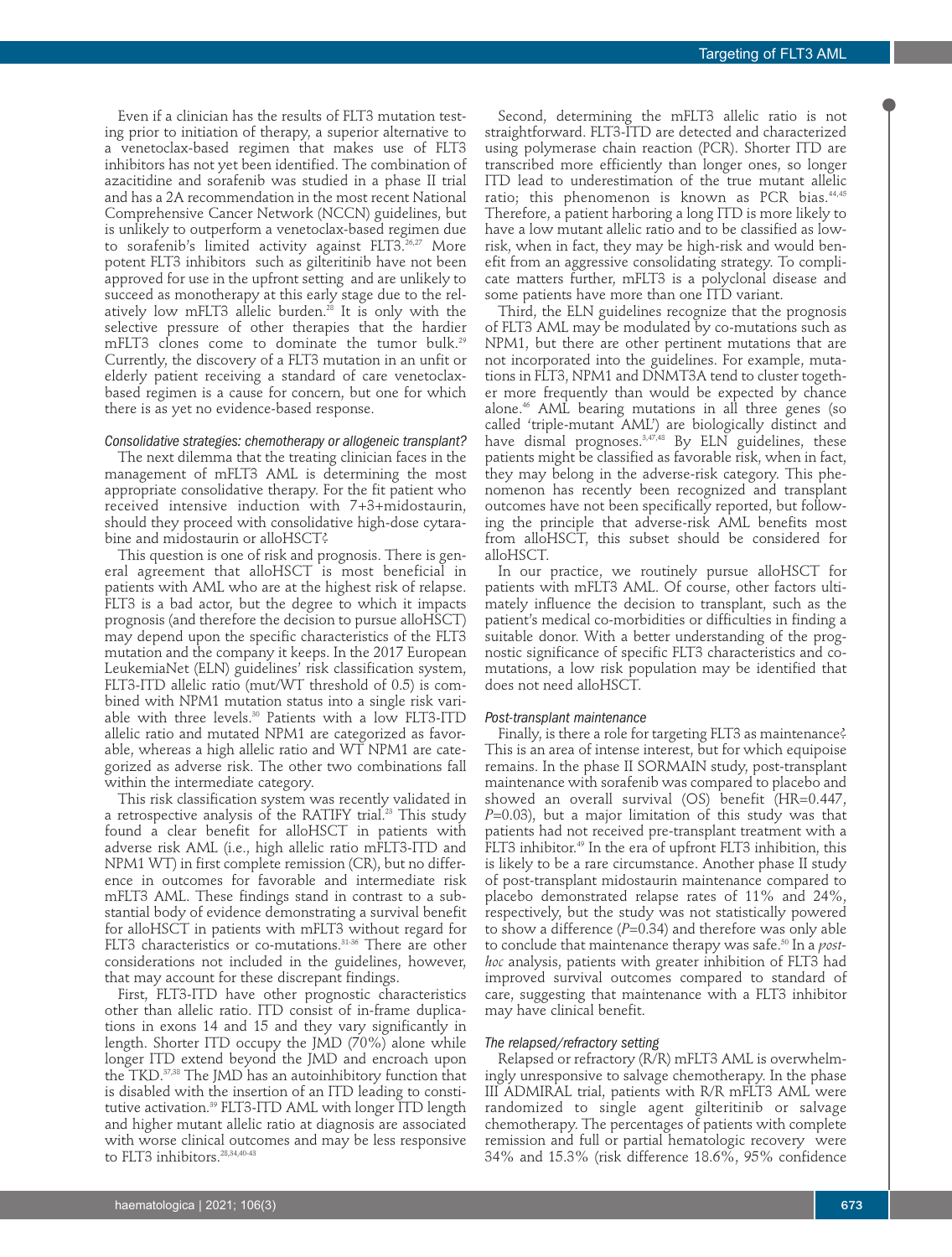Even if a clinician has the results of FLT3 mutation testing prior to initiation of therapy, a superior alternative to a venetoclax-based regimen that makes use of FLT3 inhibitors has not yet been identified. The combination of azacitidine and sorafenib was studied in a phase II trial and has a 2A recommendation in the most recent National Comprehensive Cancer Network (NCCN) guidelines, but is unlikely to outperform a venetoclax-based regimen due to sorafenib's limited activity against FLT3.[26,27] More potent FLT3 inhibitors such as gilteritinib have not been approved for use in the upfront setting and are unlikely to succeed as monotherapy at this early stage due to the relatively low mFLT3 allelic burden.[28] It is only with the selective pressure of other therapies that the hardier mFLT3 clones come to dominate the tumor bulk.[29] Currently, the discovery of a FLT3 mutation in an unfit or elderly patient receiving a standard of care venetoclax-based regimen is a cause for concern, but one for which there is as yet no evidence-based response.

### *Consolidative strategies: chemotherapy or allogeneic transplant?*

The next dilemma that the treating clinician faces in the management of mFLT3 AML is determining the most appropriate consolidative therapy. For the fit patient who received intensive induction with 7+3+midostaurin, should they proceed with consolidative high-dose cytarabine and midostaurin or alloHSCT?

This question is one of risk and prognosis. There is general agreement that alloHSCT is most beneficial in patients with AML who are at the highest risk of relapse. FLT3 is a bad actor, but the degree to which it impacts prognosis (and therefore the decision to pursue alloHSCT) may depend upon the specific characteristics of the FLT3 mutation and the company it keeps. In the 2017 European LeukemiaNet (ELN) guidelines' risk classification system, FLT3-ITD allelic ratio (mut/WT threshold of 0.5) is combined with NPM1 mutation status into a single risk variable with three levels.[30] Patients with a low FLT3-ITD allelic ratio and mutated NPM1 are categorized as favorable, whereas a high allelic ratio and WT NPM1 are categorized as adverse risk. The other two combinations fall within the intermediate category.

This risk classification system was recently validated in a retrospective analysis of the RATIFY trial.[23] This study found a clear benefit for alloHSCT in patients with adverse risk AML (i.e., high allelic ratio mFLT3-ITD and NPM1 WT) in first complete remission (CR), but no difference in outcomes for favorable and intermediate risk mFLT3 AML. These findings stand in contrast to a substantial body of evidence demonstrating a survival benefit for alloHSCT in patients with mFLT3 without regard for FLT3 characteristics or co-mutations.[31-36] There are other considerations not included in the guidelines, however, that may account for these discrepant findings.

First, FLT3-ITD have other prognostic characteristics other than allelic ratio. ITD consist of in-frame duplications in exons 14 and 15 and they vary significantly in length. Shorter ITD occupy the JMD (70%) alone while longer ITD extend beyond the JMD and encroach upon the TKD.[37,38] The JMD has an autoinhibitory function that is disabled with the insertion of an ITD leading to constitutive activation.[39] FLT3-ITD AML with longer ITD length and higher mutant allelic ratio at diagnosis are associated with worse clinical outcomes and may be less responsive to FLT3 inhibitors.[28,34,40-43]

Second, determining the mFLT3 allelic ratio is not straightforward. FLT3-ITD are detected and characterized using polymerase chain reaction (PCR). Shorter ITD are transcribed more efficiently than longer ones, so longer ITD lead to underestimation of the true mutant allelic ratio; this phenomenon is known as PCR bias.[44,45] Therefore, a patient harboring a long ITD is more likely to have a low mutant allelic ratio and to be classified as low-risk, when in fact, they may be high-risk and would benefit from an aggressive consolidating strategy. To complicate matters further, mFLT3 is a polyclonal disease and some patients have more than one ITD variant.

Third, the ELN guidelines recognize that the prognosis of FLT3 AML may be modulated by co-mutations such as NPM1, but there are other pertinent mutations that are not incorporated into the guidelines. For example, mutations in FLT3, NPM1 and DNMT3A tend to cluster together more frequently than would be expected by chance alone.[46] AML bearing mutations in all three genes (so called 'triple-mutant AML') are biologically distinct and have dismal prognoses.[3,47,48] By ELN guidelines, these patients might be classified as favorable risk, when in fact, they may belong in the adverse-risk category. This phenomenon has recently been recognized and transplant outcomes have not been specifically reported, but following the principle that adverse-risk AML benefits most from alloHSCT, this subset should be considered for alloHSCT.

In our practice, we routinely pursue alloHSCT for patients with mFLT3 AML. Of course, other factors ultimately influence the decision to transplant, such as the patient's medical co-morbidities or difficulties in finding a suitable donor. With a better understanding of the prognostic significance of specific FLT3 characteristics and co-mutations, a low risk population may be identified that does not need alloHSCT.

### *Post-transplant maintenance*

Finally, is there a role for targeting FLT3 as maintenance? This is an area of intense interest, but for which equipoise remains. In the phase II SORMAIN study, post-transplant maintenance with sorafenib was compared to placebo and showed an overall survival (OS) benefit (HR=0.447, $P$=0.03), but a major limitation of this study was that patients had not received pre-transplant treatment with a FLT3 inhibitor.[49] In the era of upfront FLT3 inhibition, this is likely to be a rare circumstance. Another phase II study of post-transplant midostaurin maintenance compared to placebo demonstrated relapse rates of 11% and 24%, respectively, but the study was not statistically powered to show a difference ($P$=0.34) and therefore was only able to conclude that maintenance therapy was safe.[50] In a *post-hoc* analysis, patients with greater inhibition of FLT3 had improved survival outcomes compared to standard of care, suggesting that maintenance with a FLT3 inhibitor may have clinical benefit.

### *The relapsed/refractory setting*

Relapsed or refractory (R/R) mFLT3 AML is overwhelmingly unresponsive to salvage chemotherapy. In the phase III ADMIRAL trial, patients with R/R mFLT3 AML were randomized to single agent gilteritinib or salvage chemotherapy. The percentages of patients with complete remission and full or partial hematologic recovery were 34% and 15.3% (risk difference 18.6%, 95% confidence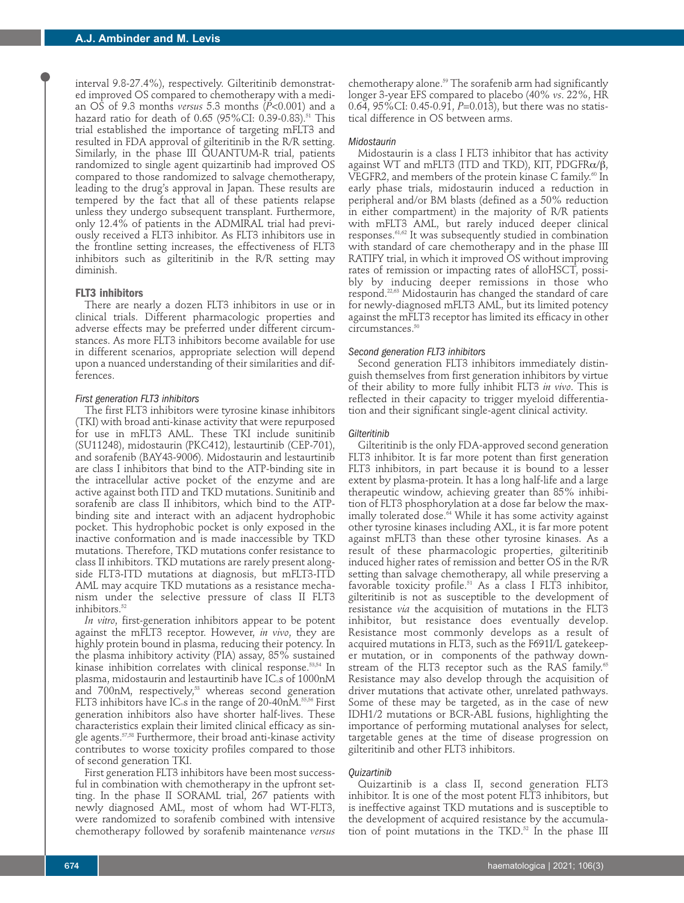interval 9.8-27.4%), respectively. Gilteritinib demonstrated improved OS compared to chemotherapy with a median OS of 9.3 months *versus* 5.3 months (*P*<0.001) and a hazard ratio for death of 0.65 (95%CI: 0.39-0.83).[51] This trial established the importance of targeting mFLT3 and resulted in FDA approval of gilteritinib in the R/R setting. Similarly, in the phase III QUANTUM-R trial, patients randomized to single agent quizartinib had improved OS compared to those randomized to salvage chemotherapy, leading to the drug's approval in Japan. These results are tempered by the fact that all of these patients relapse unless they undergo subsequent transplant. Furthermore, only 12.4% of patients in the ADMIRAL trial had previously received a FLT3 inhibitor. As FLT3 inhibitors use in the frontline setting increases, the effectiveness of FLT3 inhibitors such as gilteritinib in the R/R setting may diminish.

## FLT3 inhibitors

There are nearly a dozen FLT3 inhibitors in use or in clinical trials. Different pharmacologic properties and adverse effects may be preferred under different circumstances. As more FLT3 inhibitors become available for use in different scenarios, appropriate selection will depend upon a nuanced understanding of their similarities and differences.

### *First generation FLT3 inhibitors*

The first FLT3 inhibitors were tyrosine kinase inhibitors (TKI) with broad anti-kinase activity that were repurposed for use in mFLT3 AML. These TKI include sunitinib (SU11248), midostaurin (PKC412), lestaurtinib (CEP-701), and sorafenib (BAY43-9006). Midostaurin and lestaurtinib are class I inhibitors that bind to the ATP-binding site in the intracellular active pocket of the enzyme and are active against both ITD and TKD mutations. Sunitinib and sorafenib are class II inhibitors, which bind to the ATP-binding site and interact with an adjacent hydrophobic pocket. This hydrophobic pocket is only exposed in the inactive conformation and is made inaccessible by TKD mutations. Therefore, TKD mutations confer resistance to class II inhibitors. TKD mutations are rarely present alongside FLT3-ITD mutations at diagnosis, but mFLT3-ITD AML may acquire TKD mutations as a resistance mechanism under the selective pressure of class II FLT3 inhibitors.[52]

*In vitro*, first-generation inhibitors appear to be potent against the mFLT3 receptor. However, *in vivo*, they are highly protein bound in plasma, reducing their potency. In the plasma inhibitory activity (PIA) assay, 85% sustained kinase inhibition correlates with clinical response.[53,54] In plasma, midostaurin and lestaurtinib have $IC_{50}$s of 1000nM and 700nM, respectively,[53] whereas second generation FLT3 inhibitors have $IC_{50}$s in the range of 20-40nM.[55,56] First generation inhibitors also have shorter half-lives. These characteristics explain their limited clinical efficacy as single agents.[57,58] Furthermore, their broad anti-kinase activity contributes to worse toxicity profiles compared to those of second generation TKI.

First generation FLT3 inhibitors have been most successful in combination with chemotherapy in the upfront setting. In the phase II SORAML trial, 267 patients with newly diagnosed AML, most of whom had WT-FLT3, were randomized to sorafenib combined with intensive chemotherapy followed by sorafenib maintenance *versus* chemotherapy alone.[59] The sorafenib arm had significantly longer 3-year EFS compared to placebo (40% *vs.* 22%, HR 0.64, 95%CI: 0.45-0.91, *P*=0.013), but there was no statistical difference in OS between arms.

### *Midostaurin*

Midostaurin is a class I FLT3 inhibitor that has activity against WT and mFLT3 (ITD and TKD), KIT, PDGFRα/β, VEGFR2, and members of the protein kinase C family.[60] In early phase trials, midostaurin induced a reduction in peripheral and/or BM blasts (defined as a 50% reduction in either compartment) in the majority of R/R patients with mFLT3 AML, but rarely induced deeper clinical responses.[61,62] It was subsequently studied in combination with standard of care chemotherapy and in the phase III RATIFY trial, in which it improved OS without improving rates of remission or impacting rates of alloHSCT, possibly by inducing deeper remissions in those who respond.[22,63] Midostaurin has changed the standard of care for newly-diagnosed mFLT3 AML, but its limited potency against the mFLT3 receptor has limited its efficacy in other circumstances.[50]

### *Second generation FLT3 inhibitors*

Second generation FLT3 inhibitors immediately distinguish themselves from first generation inhibitors by virtue of their ability to more fully inhibit FLT3 *in vivo*. This is reflected in their capacity to trigger myeloid differentiation and their significant single-agent clinical activity.

### *Gilteritinib*

Gilteritinib is the only FDA-approved second generation FLT3 inhibitor. It is far more potent than first generation FLT3 inhibitors, in part because it is bound to a lesser extent by plasma-protein. It has a long half-life and a large therapeutic window, achieving greater than 85% inhibition of FLT3 phosphorylation at a dose far below the maximally tolerated dose.[64] While it has some activity against other tyrosine kinases including AXL, it is far more potent against mFLT3 than these other tyrosine kinases. As a result of these pharmacologic properties, gilteritinib induced higher rates of remission and better OS in the R/R setting than salvage chemotherapy, all while preserving a favorable toxicity profile.[51] As a class I FLT3 inhibitor, gilteritinib is not as susceptible to the development of resistance *via* the acquisition of mutations in the FLT3 inhibitor, but resistance does eventually develop. Resistance most commonly develops as a result of acquired mutations in FLT3, such as the F691I/L gatekeeper mutation, or in components of the pathway downstream of the FLT3 receptor such as the RAS family.[65] Resistance may also develop through the acquisition of driver mutations that activate other, unrelated pathways. Some of these may be targeted, as in the case of new IDH1/2 mutations or BCR-ABL fusions, highlighting the importance of performing mutational analyses for select, targetable genes at the time of disease progression on gilteritinib and other FLT3 inhibitors.

### *Quizartinib*

Quizartinib is a class II, second generation FLT3 inhibitor. It is one of the most potent FLT3 inhibitors, but is ineffective against TKD mutations and is susceptible to the development of acquired resistance by the accumulation of point mutations in the TKD.[52] In the phase III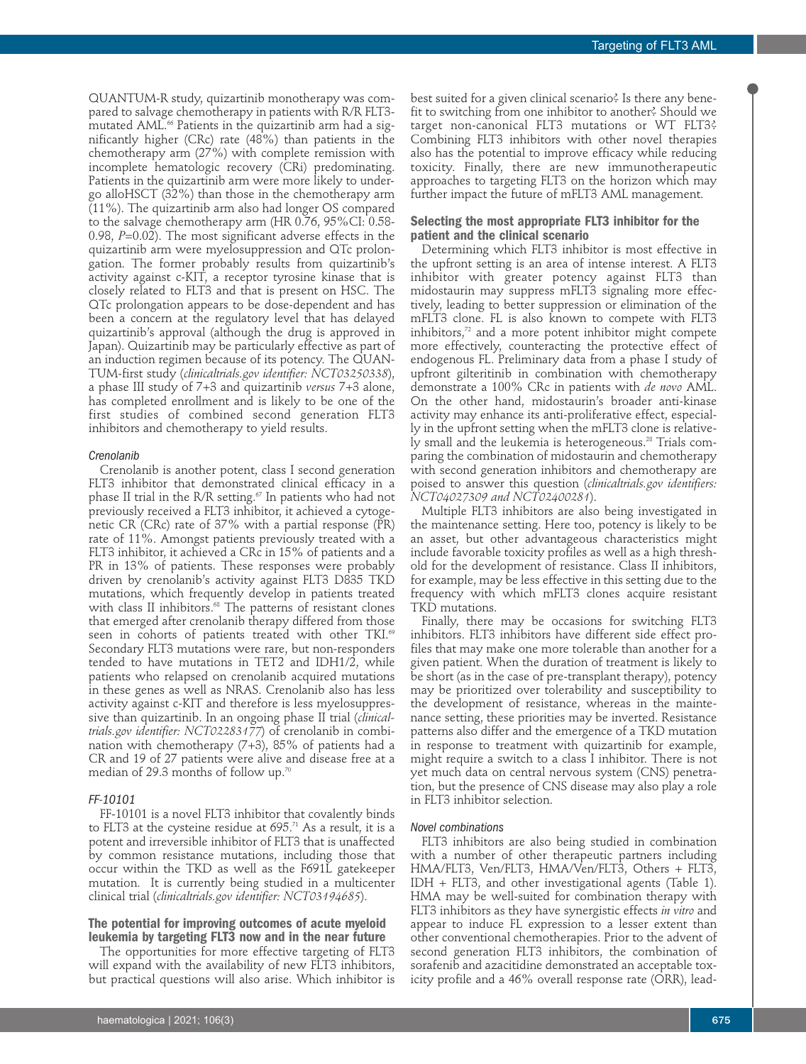QUANTUM-R study, quizartinib monotherapy was compared to salvage chemotherapy in patients with R/R FLT3-mutated AML.[66] Patients in the quizartinib arm had a significantly higher (CRc) rate (48%) than patients in the chemotherapy arm (27%) with complete remission with incomplete hematologic recovery (CRi) predominating. Patients in the quizartinib arm were more likely to undergo alloHSCT (32%) than those in the chemotherapy arm (11%). The quizartinib arm also had longer OS compared to the salvage chemotherapy arm (HR 0.76, 95%CI: 0.58-0.98, *P*=0.02). The most significant adverse effects in the quizartinib arm were myelosuppression and QTc prolongation. The former probably results from quizartinib's activity against c-KIT, a receptor tyrosine kinase that is closely related to FLT3 and that is present on HSC. The QTc prolongation appears to be dose-dependent and has been a concern at the regulatory level that has delayed quizartinib's approval (although the drug is approved in Japan). Quizartinib may be particularly effective as part of an induction regimen because of its potency. The QUANTUM-first study (*clinicaltrials.gov identifier: NCT03250338*), a phase III study of 7+3 and quizartinib *versus* 7+3 alone, has completed enrollment and is likely to be one of the first studies of combined second generation FLT3 inhibitors and chemotherapy to yield results.

#### *Crenolanib*

Crenolanib is another potent, class I second generation FLT3 inhibitor that demonstrated clinical efficacy in a phase II trial in the R/R setting.[67] In patients who had not previously received a FLT3 inhibitor, it achieved a cytogenetic CR (CRc) rate of 37% with a partial response (PR) rate of 11%. Amongst patients previously treated with a FLT3 inhibitor, it achieved a CRc in 15% of patients and a PR in 13% of patients. These responses were probably driven by crenolanib's activity against FLT3 D835 TKD mutations, which frequently develop in patients treated with class II inhibitors.[68] The patterns of resistant clones that emerged after crenolanib therapy differed from those seen in cohorts of patients treated with other TKI.[69] Secondary FLT3 mutations were rare, but non-responders tended to have mutations in TET2 and IDH1/2, while patients who relapsed on crenolanib acquired mutations in these genes as well as NRAS. Crenolanib also has less activity against c-KIT and therefore is less myelosuppressive than quizartinib. In an ongoing phase II trial (*clinicaltrials.gov identifier: NCT02283177*) of crenolanib in combination with chemotherapy (7+3), 85% of patients had a CR and 19 of 27 patients were alive and disease free at a median of 29.3 months of follow up.[70]

#### *FF-10101*

FF-10101 is a novel FLT3 inhibitor that covalently binds to FLT3 at the cysteine residue at 695.[71] As a result, it is a potent and irreversible inhibitor of FLT3 that is unaffected by common resistance mutations, including those that occur within the TKD as well as the F691L gatekeeper mutation. It is currently being studied in a multicenter clinical trial (*clinicaltrials.gov identifier: NCT03194685*).

### The potential for improving outcomes of acute myeloid leukemia by targeting FLT3 now and in the near future

The opportunities for more effective targeting of FLT3 will expand with the availability of new FLT3 inhibitors, but practical questions will also arise. Which inhibitor is best suited for a given clinical scenario? Is there any benefit to switching from one inhibitor to another? Should we target non-canonical FLT3 mutations or WT FLT3? Combining FLT3 inhibitors with other novel therapies also has the potential to improve efficacy while reducing toxicity. Finally, there are new immunotherapeutic approaches to targeting FLT3 on the horizon which may further impact the future of mFLT3 AML management.

### Selecting the most appropriate FLT3 inhibitor for the patient and the clinical scenario

Determining which FLT3 inhibitor is most effective in the upfront setting is an area of intense interest. A FLT3 inhibitor with greater potency against FLT3 than midostaurin may suppress mFLT3 signaling more effectively, leading to better suppression or elimination of the mFLT3 clone. FL is also known to compete with FLT3 inhibitors,[72] and a more potent inhibitor might compete more effectively, counteracting the protective effect of endogenous FL. Preliminary data from a phase I study of upfront gilteritinib in combination with chemotherapy demonstrate a 100% CRc in patients with *de novo* AML. On the other hand, midostaurin's broader anti-kinase activity may enhance its anti-proliferative effect, especially in the upfront setting when the mFLT3 clone is relatively small and the leukemia is heterogeneous.[28] Trials comparing the combination of midostaurin and chemotherapy with second generation inhibitors and chemotherapy are poised to answer this question (*clinicaltrials.gov identifiers: NCT04027309 and NCT02400281*).

Multiple FLT3 inhibitors are also being investigated in the maintenance setting. Here too, potency is likely to be an asset, but other advantageous characteristics might include favorable toxicity profiles as well as a high threshold for the development of resistance. Class II inhibitors, for example, may be less effective in this setting due to the frequency with which mFLT3 clones acquire resistant TKD mutations.

Finally, there may be occasions for switching FLT3 inhibitors. FLT3 inhibitors have different side effect profiles that may make one more tolerable than another for a given patient. When the duration of treatment is likely to be short (as in the case of pre-transplant therapy), potency may be prioritized over tolerability and susceptibility to the development of resistance, whereas in the maintenance setting, these priorities may be inverted. Resistance patterns also differ and the emergence of a TKD mutation in response to treatment with quizartinib for example, might require a switch to a class I inhibitor. There is not yet much data on central nervous system (CNS) penetration, but the presence of CNS disease may also play a role in FLT3 inhibitor selection.

#### *Novel combinations*

FLT3 inhibitors are also being studied in combination with a number of other therapeutic partners including HMA/FLT3, Ven/FLT3, HMA/Ven/FLT3, Others + FLT3, IDH + FLT3, and other investigational agents (Table 1). HMA may be well-suited for combination therapy with FLT3 inhibitors as they have synergistic effects *in vitro* and appear to induce FL expression to a lesser extent than other conventional chemotherapies. Prior to the advent of second generation FLT3 inhibitors, the combination of sorafenib and azacitidine demonstrated an acceptable toxicity profile and a 46% overall response rate (ORR), lead-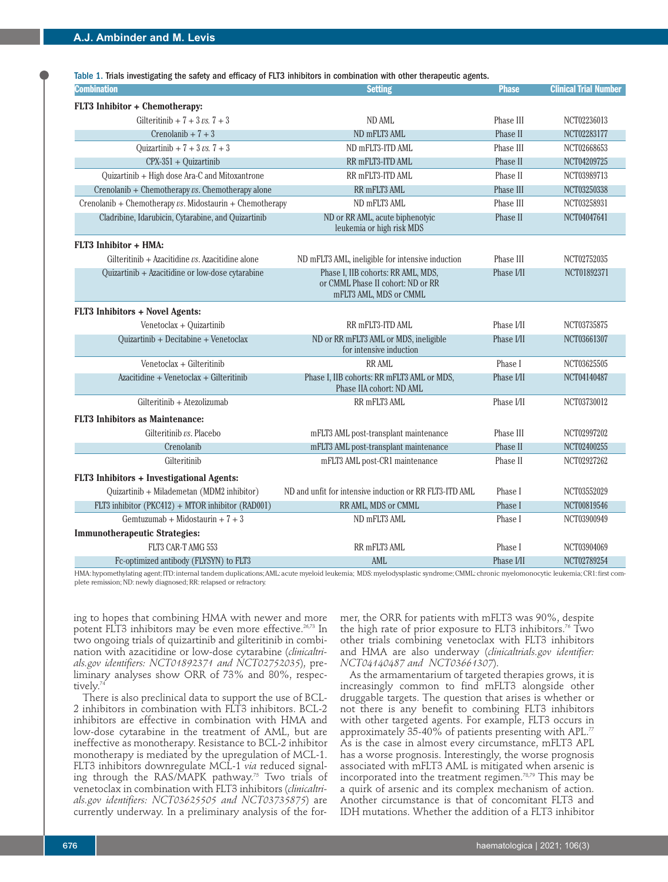Table 1. Trials investigating the safety and efficacy of FLT3 inhibitors in combination with other therapeutic agents.

| Combination | Setting | Phase | Clinical Trial Number |
|---|---|---|---|
| **FLT3 Inhibitor + Chemotherapy:** | | | |
| Gilteritinib + 7 + 3 *vs.* 7 + 3 | ND AML | Phase III | NCT02236013 |
| Crenolanib + 7 + 3 | ND mFLT3 AML | Phase II | NCT02283177 |
| Quizartinib + 7 + 3 *vs.* 7 + 3 | ND mFLT3-ITD AML | Phase III | NCT02668653 |
| CPX-351 + Quizartinib | RR mFLT3-ITD AML | Phase II | NCT04209725 |
| Quizartinib + High dose Ara-C and Mitoxantrone | RR mFLT3-ITD AML | Phase II | NCT03989713 |
| Crenolanib + Chemotherapy *vs.* Chemotherapy alone | RR mFLT3 AML | Phase III | NCT03250338 |
| Crenolanib + Chemotherapy *vs.* Midostaurin + Chemotherapy | ND mFLT3 AML | Phase III | NCT03258931 |
| Cladribine, Idarubicin, Cytarabine, and Quizartinib | ND or RR AML, acute biphenotyic leukemia or high risk MDS | Phase II | NCT04047641 |
| **FLT3 Inhibitor + HMA:** | | | |
| Gilteritinib + Azacitidine *vs.* Azacitidine alone | ND mFLT3 AML, ineligible for intensive induction | Phase III | NCT02752035 |
| Quizartinib + Azacitidine or low-dose cytarabine | Phase I, IIB cohorts: RR AML, MDS, or CMML Phase II cohort: ND or RR mFLT3 AML, MDS or CMML | Phase I/II | NCT01892371 |
| **FLT3 Inhibitors + Novel Agents:** | | | |
| Venetoclax + Quizartinib | RR mFLT3-ITD AML | Phase I/II | NCT03735875 |
| Quizartinib + Decitabine + Venetoclax | ND or RR mFLT3 AML or MDS, ineligible for intensive induction | Phase I/II | NCT03661307 |
| Venetoclax + Gilteritinib | RR AML | Phase I | NCT03625505 |
| Azacitidine + Venetoclax + Gilteritinib | Phase I, IIB cohorts: RR mFLT3 AML or MDS, Phase IIA cohort: ND AML | Phase I/II | NCT04140487 |
| Gilteritinib + Atezolizumab | RR mFLT3 AML | Phase I/II | NCT03730012 |
| **FLT3 Inhibitors as Maintenance:** | | | |
| Gilteritinib *vs.* Placebo | mFLT3 AML post-transplant maintenance | Phase III | NCT02997202 |
| Crenolanib | mFLT3 AML post-transplant maintenance | Phase II | NCT02400255 |
| Gilteritinib | mFLT3 AML post-CR1 maintenance | Phase II | NCT02927262 |
| **FLT3 Inhibitors + Investigational Agents:** | | | |
| Quizartinib + Milademetan (MDM2 inhibitor) | ND and unfit for intensive induction or RR FLT3-ITD AML | Phase I | NCT03552029 |
| FLT3 inhibitor (PKC412) + MTOR inhibitor (RAD001) | RR AML, MDS or CMML | Phase I | NCT00819546 |
| Gemtuzumab + Midostaurin + 7 + 3 | ND mFLT3 AML | Phase I | NCT03900949 |
| **Immunotherapeutic Strategies:** | | | |
| FLT3 CAR-T AMG 553 | RR mFLT3 AML | Phase I | NCT03904069 |
| Fc-optimized antibody (FLYSYN) to FLT3 | AML | Phase I/II | NCT02789254 |

HMA: hypomethylating agent; ITD: internal tandem duplications; AML: acute myeloid leukemia; MDS: myelodysplastic syndrome; CMML: chronic myelomonocytic leukemia; CR1: first complete remission; ND: newly diagnosed; RR: relapsed or refractory.

ing to hopes that combining HMA with newer and more potent FLT3 inhibitors may be even more effective.[26,73] In two ongoing trials of quizartinib and gilteritinib in combination with azacitidine or low-dose cytarabine (*clinicaltrials.gov identifiers: NCT01892371 and NCT02752035*), preliminary analyses show ORR of 73% and 80%, respectively.[74]

There is also preclinical data to support the use of BCL-2 inhibitors in combination with FLT3 inhibitors. BCL-2 inhibitors are effective in combination with HMA and low-dose cytarabine in the treatment of AML, but are ineffective as monotherapy. Resistance to BCL-2 inhibitor monotherapy is mediated by the upregulation of MCL-1. FLT3 inhibitors downregulate MCL-1 *via* reduced signaling through the RAS/MAPK pathway.[75] Two trials of venetoclax in combination with FLT3 inhibitors (*clinicaltrials.gov identifiers: NCT03625505 and NCT03735875*) are currently underway. In a preliminary analysis of the former, the ORR for patients with mFLT3 was 90%, despite the high rate of prior exposure to FLT3 inhibitors.[76] Two other trials combining venetoclax with FLT3 inhibitors and HMA are also underway (*clinicaltrials.gov identifier: NCT04140487 and NCT03661307*).

As the armamentarium of targeted therapies grows, it is increasingly common to find mFLT3 alongside other druggable targets. The question that arises is whether or not there is any benefit to combining FLT3 inhibitors with other targeted agents. For example, FLT3 occurs in approximately 35-40% of patients presenting with APL.[77] As is the case in almost every circumstance, mFLT3 APL has a worse prognosis. Interestingly, the worse prognosis associated with mFLT3 AML is mitigated when arsenic is incorporated into the treatment regimen.[78,79] This may be a quirk of arsenic and its complex mechanism of action. Another circumstance is that of concomitant FLT3 and IDH mutations. Whether the addition of a FLT3 inhibitor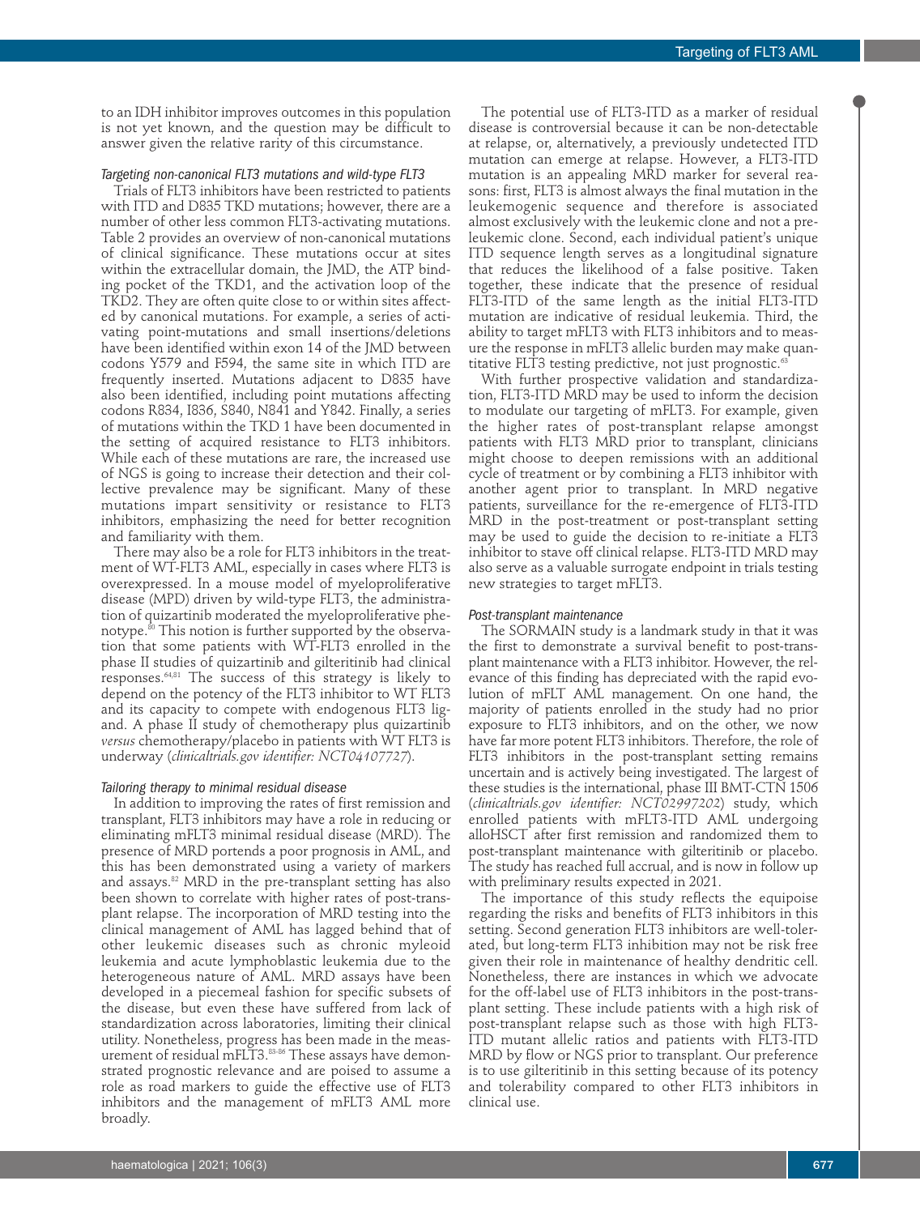to an IDH inhibitor improves outcomes in this population is not yet known, and the question may be difficult to answer given the relative rarity of this circumstance.

### *Targeting non-canonical FLT3 mutations and wild-type FLT3*

Trials of FLT3 inhibitors have been restricted to patients with ITD and D835 TKD mutations; however, there are a number of other less common FLT3-activating mutations. Table 2 provides an overview of non-canonical mutations of clinical significance. These mutations occur at sites within the extracellular domain, the JMD, the ATP binding pocket of the TKD1, and the activation loop of the TKD2. They are often quite close to or within sites affected by canonical mutations. For example, a series of activating point-mutations and small insertions/deletions have been identified within exon 14 of the JMD between codons Y579 and F594, the same site in which ITD are frequently inserted. Mutations adjacent to D835 have also been identified, including point mutations affecting codons R834, I836, S840, N841 and Y842. Finally, a series of mutations within the TKD 1 have been documented in the setting of acquired resistance to FLT3 inhibitors. While each of these mutations are rare, the increased use of NGS is going to increase their detection and their collective prevalence may be significant. Many of these mutations impart sensitivity or resistance to FLT3 inhibitors, emphasizing the need for better recognition and familiarity with them.

There may also be a role for FLT3 inhibitors in the treatment of WT-FLT3 AML, especially in cases where FLT3 is overexpressed. In a mouse model of myeloproliferative disease (MPD) driven by wild-type FLT3, the administration of quizartinib moderated the myeloproliferative phenotype.[80] This notion is further supported by the observation that some patients with WT-FLT3 enrolled in the phase II studies of quizartinib and gilteritinib had clinical responses.[64,81] The success of this strategy is likely to depend on the potency of the FLT3 inhibitor to WT FLT3 and its capacity to compete with endogenous FLT3 ligand. A phase II study of chemotherapy plus quizartinib *versus* chemotherapy/placebo in patients with WT FLT3 is underway (*clinicaltrials.gov identifier: NCT04107727*).

### *Tailoring therapy to minimal residual disease*

In addition to improving the rates of first remission and transplant, FLT3 inhibitors may have a role in reducing or eliminating mFLT3 minimal residual disease (MRD). The presence of MRD portends a poor prognosis in AML, and this has been demonstrated using a variety of markers and assays.[82] MRD in the pre-transplant setting has also been shown to correlate with higher rates of post-transplant relapse. The incorporation of MRD testing into the clinical management of AML has lagged behind that of other leukemic diseases such as chronic myeloid leukemia and acute lymphoblastic leukemia due to the heterogeneous nature of AML. MRD assays have been developed in a piecemeal fashion for specific subsets of the disease, but even these have suffered from lack of standardization across laboratories, limiting their clinical utility. Nonetheless, progress has been made in the measurement of residual mFLT3.[83-86] These assays have demonstrated prognostic relevance and are poised to assume a role as road markers to guide the effective use of FLT3 inhibitors and the management of mFLT3 AML more broadly.

The potential use of FLT3-ITD as a marker of residual disease is controversial because it can be non-detectable at relapse, or, alternatively, a previously undetected ITD mutation can emerge at relapse. However, a FLT3-ITD mutation is an appealing MRD marker for several reasons: first, FLT3 is almost always the final mutation in the leukemogenic sequence and therefore is associated almost exclusively with the leukemic clone and not a preleukemic clone. Second, each individual patient's unique ITD sequence length serves as a longitudinal signature that reduces the likelihood of a false positive. Taken together, these indicate that the presence of residual FLT3-ITD of the same length as the initial FLT3-ITD mutation are indicative of residual leukemia. Third, the ability to target mFLT3 with FLT3 inhibitors and to measure the response in mFLT3 allelic burden may make quantitative FLT3 testing predictive, not just prognostic.[63]

With further prospective validation and standardization, FLT3-ITD MRD may be used to inform the decision to modulate our targeting of mFLT3. For example, given the higher rates of post-transplant relapse amongst patients with FLT3 MRD prior to transplant, clinicians might choose to deepen remissions with an additional cycle of treatment or by combining a FLT3 inhibitor with another agent prior to transplant. In MRD negative patients, surveillance for the re-emergence of FLT3-ITD MRD in the post-treatment or post-transplant setting may be used to guide the decision to re-initiate a FLT3 inhibitor to stave off clinical relapse. FLT3-ITD MRD may also serve as a valuable surrogate endpoint in trials testing new strategies to target mFLT3.

### *Post-transplant maintenance*

The SORMAIN study is a landmark study in that it was the first to demonstrate a survival benefit to post-transplant maintenance with a FLT3 inhibitor. However, the relevance of this finding has depreciated with the rapid evolution of mFLT AML management. On one hand, the majority of patients enrolled in the study had no prior exposure to FLT3 inhibitors, and on the other, we now have far more potent FLT3 inhibitors. Therefore, the role of FLT3 inhibitors in the post-transplant setting remains uncertain and is actively being investigated. The largest of these studies is the international, phase III BMT-CTN 1506 (*clinicaltrials.gov identifier: NCT02997202*) study, which enrolled patients with mFLT3-ITD AML undergoing alloHSCT after first remission and randomized them to post-transplant maintenance with gilteritinib or placebo. The study has reached full accrual, and is now in follow up with preliminary results expected in 2021.

The importance of this study reflects the equipoise regarding the risks and benefits of FLT3 inhibitors in this setting. Second generation FLT3 inhibitors are well-tolerated, but long-term FLT3 inhibition may not be risk free given their role in maintenance of healthy dendritic cell. Nonetheless, there are instances in which we advocate for the off-label use of FLT3 inhibitors in the post-transplant setting. These include patients with a high risk of post-transplant relapse such as those with high FLT3-ITD mutant allelic ratios and patients with FLT3-ITD MRD by flow or NGS prior to transplant. Our preference is to use gilteritinib in this setting because of its potency and tolerability compared to other FLT3 inhibitors in clinical use.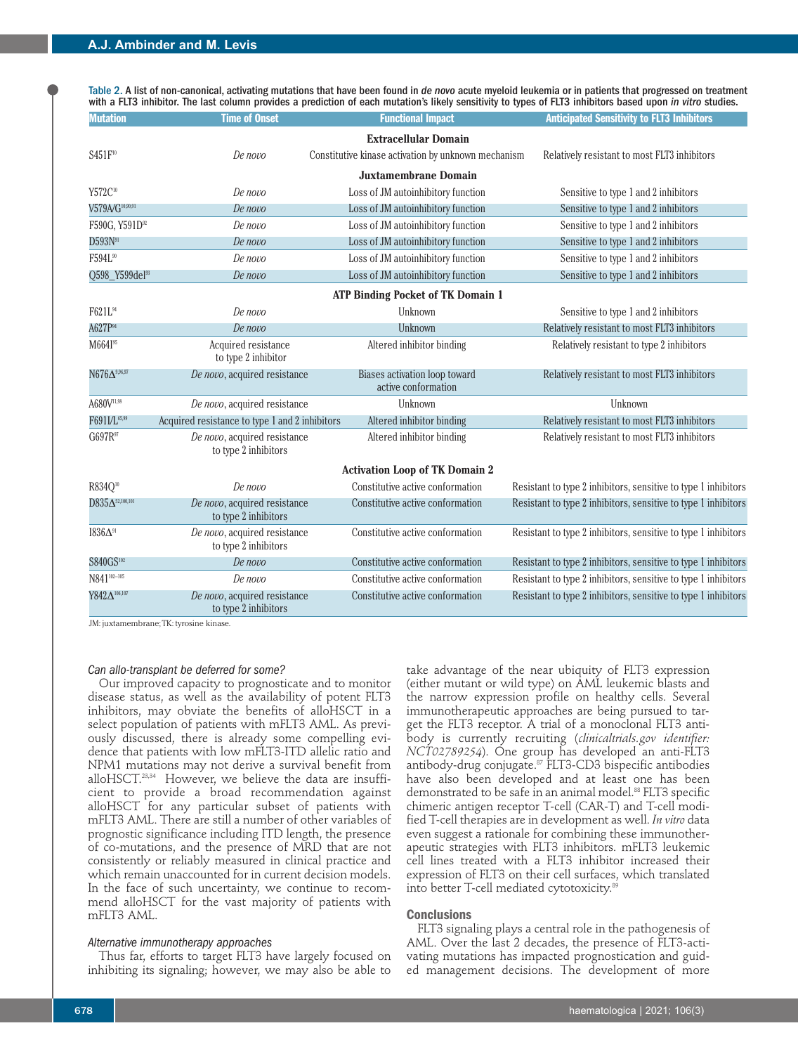Table 2. A list of non-canonical, activating mutations that have been found in *de novo* acute myeloid leukemia or in patients that progressed on treatment with a FLT3 inhibitor. The last column provides a prediction of each mutation's likely sensitivity to types of FLT3 inhibitors based upon *in vitro* studies.

| Mutation | Time of Onset | Functional Impact | Anticipated Sensitivity to FLT3 Inhibitors |
|---|---|---|---|
| **Extracellular Domain** | | | |
| S451F[10] | *De novo* | Constitutive kinase activation by unknown mechanism | Relatively resistant to most FLT3 inhibitors |
| **Juxtamembrane Domain** | | | |
| Y572C[10] | *De novo* | Loss of JM autoinhibitory function | Sensitive to type 1 and 2 inhibitors |
| V579A/G[10,90,91] | *De novo* | Loss of JM autoinhibitory function | Sensitive to type 1 and 2 inhibitors |
| F590G, Y591D[92] | *De novo* | Loss of JM autoinhibitory function | Sensitive to type 1 and 2 inhibitors |
| D593N[91] | *De novo* | Loss of JM autoinhibitory function | Sensitive to type 1 and 2 inhibitors |
| F594L[90] | *De novo* | Loss of JM autoinhibitory function | Sensitive to type 1 and 2 inhibitors |
| Q598_Y599del[93] | *De novo* | Loss of JM autoinhibitory function | Sensitive to type 1 and 2 inhibitors |
| **ATP Binding Pocket of TK Domain 1** | | | |
| F621L[94] | *De novo* | Unknown | Sensitive to type 1 and 2 inhibitors |
| A627P[94] | *De novo* | Unknown | Relatively resistant to most FLT3 inhibitors |
| M664I[95] | Acquired resistance to type 2 inhibitor | Altered inhibitor binding | Relatively resistant to type 2 inhibitors |
| N676Δ[3,96,97] | *De novo*, acquired resistance | Biases activation loop toward active conformation | Relatively resistant to most FLT3 inhibitors |
| A680V[71,98] | *De novo*, acquired resistance | Unknown | Unknown |
| F691I/L[65,99] | Acquired resistance to type 1 and 2 inhibitors | Altered inhibitor binding | Relatively resistant to most FLT3 inhibitors |
| G697R[97] | *De novo*, acquired resistance to type 2 inhibitors | Altered inhibitor binding | Relatively resistant to most FLT3 inhibitors |
| **Activation Loop of TK Domain 2** | | | |
| R834Q[10] | *De novo* | Constitutive active conformation | Resistant to type 2 inhibitors, sensitive to type 1 inhibitors |
| D835Δ[32,100,101] | *De novo*, acquired resistance to type 2 inhibitors | Constitutive active conformation | Resistant to type 2 inhibitors, sensitive to type 1 inhibitors |
| I836Δ[91] | *De novo*, acquired resistance to type 2 inhibitors | Constitutive active conformation | Resistant to type 2 inhibitors, sensitive to type 1 inhibitors |
| S840GS[102] | *De novo* | Constitutive active conformation | Resistant to type 2 inhibitors, sensitive to type 1 inhibitors |
| N841[103-105] | *De novo* | Constitutive active conformation | Resistant to type 2 inhibitors, sensitive to type 1 inhibitors |
| Y842Δ[106,107] | *De novo*, acquired resistance to type 2 inhibitors | Constitutive active conformation | Resistant to type 2 inhibitors, sensitive to type 1 inhibitors |

JM: juxtamembrane; TK: tyrosine kinase.

### *Can allo-transplant be deferred for some?*

Our improved capacity to prognosticate and to monitor disease status, as well as the availability of potent FLT3 inhibitors, may obviate the benefits of alloHSCT in a select population of patients with mFLT3 AML. As previously discussed, there is already some compelling evidence that patients with low mFLT3-ITD allelic ratio and NPM1 mutations may not derive a survival benefit from alloHSCT.[23,34] However, we believe the data are insufficient to provide a broad recommendation against alloHSCT for any particular subset of patients with mFLT3 AML. There are still a number of other variables of prognostic significance including ITD length, the presence of co-mutations, and the presence of MRD that are not consistently or reliably measured in clinical practice and which remain unaccounted for in current decision models. In the face of such uncertainty, we continue to recommend alloHSCT for the vast majority of patients with mFLT3 AML.

### *Alternative immunotherapy approaches*

Thus far, efforts to target FLT3 have largely focused on inhibiting its signaling; however, we may also be able to take advantage of the near ubiquity of FLT3 expression (either mutant or wild type) on AML leukemic blasts and the narrow expression profile on healthy cells. Several immunotherapeutic approaches are being pursued to target the FLT3 receptor. A trial of a monoclonal FLT3 antibody is currently recruiting (*clinicaltrials.gov identifier: NCT02789254*). One group has developed an anti-FLT3 antibody-drug conjugate.[87] FLT3-CD3 bispecific antibodies have also been developed and at least one has been demonstrated to be safe in an animal model.[88] FLT3 specific chimeric antigen receptor T-cell (CAR-T) and T-cell modified T-cell therapies are in development as well. *In vitro* data even suggest a rationale for combining these immunotherapeutic strategies with FLT3 inhibitors. mFLT3 leukemic cell lines treated with a FLT3 inhibitor increased their expression of FLT3 on their cell surfaces, which translated into better T-cell mediated cytotoxicity.[89]

## Conclusions

FLT3 signaling plays a central role in the pathogenesis of AML. Over the last 2 decades, the presence of FLT3-activating mutations has impacted prognostication and guided management decisions. The development of more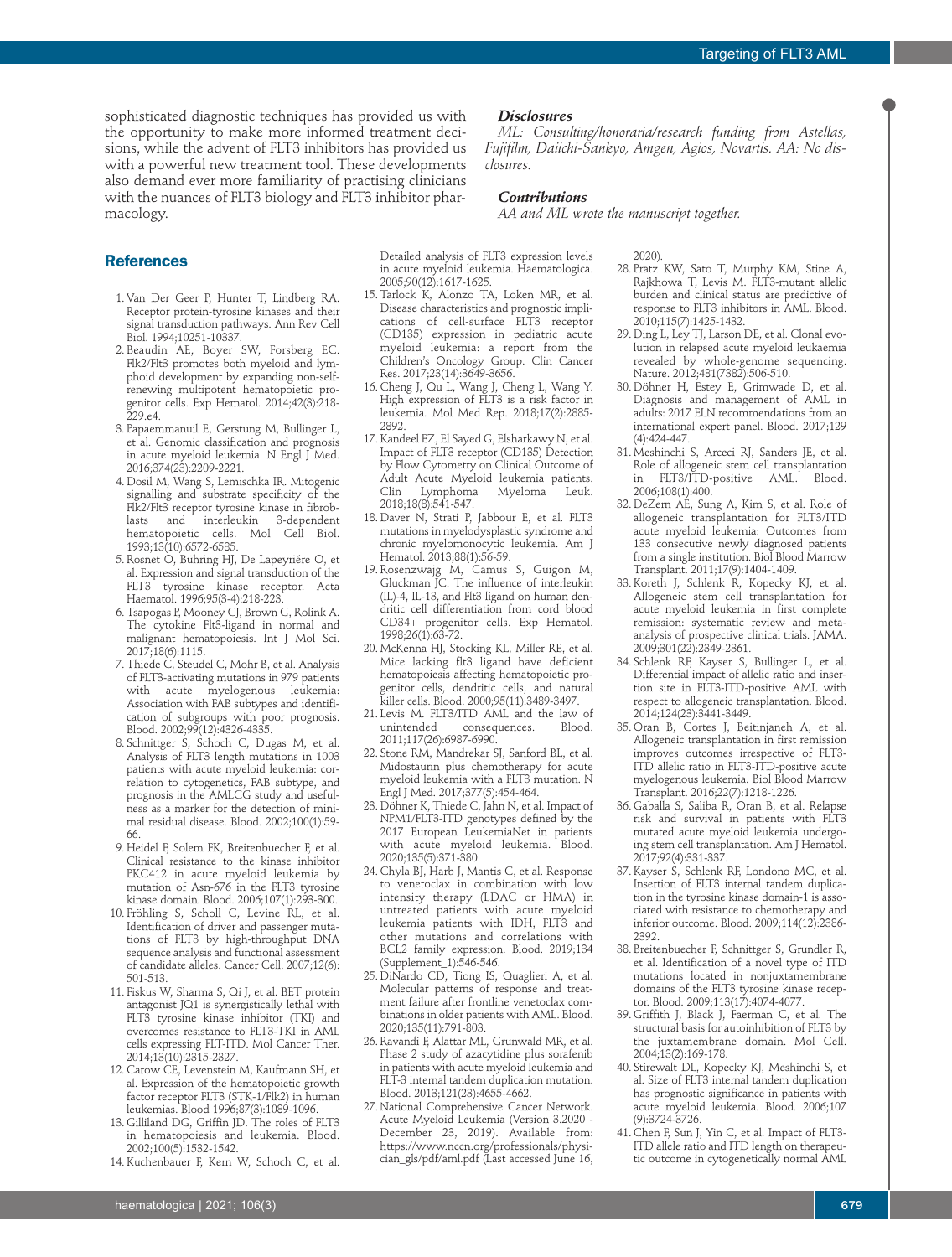sophisticated diagnostic techniques has provided us with the opportunity to make more informed treatment decisions, while the advent of FLT3 inhibitors has provided us with a powerful new treatment tool. These developments also demand ever more familiarity of practising clinicians with the nuances of FLT3 biology and FLT3 inhibitor pharmacology.

### *Disclosures*

*ML: Consulting/honoraria/research funding from Astellas, Fujifilm, Daiichi-Sankyo, Amgen, Agios, Novartis. AA: No disclosures.*

### *Contributions*

*AA and ML wrote the manuscript together.*

## References

1. Van Der Geer P, Hunter T, Lindberg RA. Receptor protein-tyrosine kinases and their signal transduction pathways. Ann Rev Cell Biol. 1994;10251-10337.
2. Beaudin AE, Boyer SW, Forsberg EC. Flk2/Flt3 promotes both myeloid and lymphoid development by expanding non-self-renewing multipotent hematopoietic progenitor cells. Exp Hematol. 2014;42(3):218-229.e4.
3. Papaemmanuil E, Gerstung M, Bullinger L, et al. Genomic classification and prognosis in acute myeloid leukemia. N Engl J Med. 2016;374(23):2209-2221.
4. Dosil M, Wang S, Lemischka IR. Mitogenic signalling and substrate specificity of the Flk2/Flt3 receptor tyrosine kinase in fibroblasts and interleukin 3-dependent hematopoietic cells. Mol Cell Biol. 1993;13(10):6572-6585.
5. Rosnet O, Bühring HJ, De Lapeyriére O, et al. Expression and signal transduction of the FLT3 tyrosine kinase receptor. Acta Haematol. 1996;95(3-4):218-223.
6. Tsapogas P, Mooney CJ, Brown G, Rolink A. The cytokine Flt3-ligand in normal and malignant hematopoiesis. Int J Mol Sci. 2017;18(6):1115.
7. Thiede C, Steudel C, Mohr B, et al. Analysis of FLT3-activating mutations in 979 patients with acute myelogenous leukemia: Association with FAB subtypes and identification of subgroups with poor prognosis. Blood. 2002;99(12):4326-4335.
8. Schnittger S, Schoch C, Dugas M, et al. Analysis of FLT3 length mutations in 1003 patients with acute myeloid leukemia: correlation to cytogenetics, FAB subtype, and prognosis in the AMLCG study and usefulness as a marker for the detection of minimal residual disease. Blood. 2002;100(1):59-66.
9. Heidel F, Solem FK, Breitenbuecher F, et al. Clinical resistance to the kinase inhibitor PKC412 in acute myeloid leukemia by mutation of Asn-676 in the FLT3 tyrosine kinase domain. Blood. 2006;107(1):293-300.
10. Fröhling S, Scholl C, Levine RL, et al. Identification of driver and passenger mutations of FLT3 by high-throughput DNA sequence analysis and functional assessment of candidate alleles. Cancer Cell. 2007;12(6):501-513.
11. Fiskus W, Sharma S, Qi J, et al. BET protein antagonist JQ1 is synergistically lethal with FLT3 tyrosine kinase inhibitor (TKI) and overcomes resistance to FLT3-TKI in AML cells expressing FLT-ITD. Mol Cancer Ther. 2014;13(10):2315-2327.
12. Carow CE, Levenstein M, Kaufmann SH, et al. Expression of the hematopoietic growth factor receptor FLT3 (STK-1/Flk2) in human leukemias. Blood 1996;87(3):1089-1096.
13. Gilliland DG, Griffin JD. The roles of FLT3 in hematopoiesis and leukemia. Blood. 2002;100(5):1532-1542.
14. Kuchenbauer F, Kern W, Schoch C, et al. Detailed analysis of FLT3 expression levels in acute myeloid leukemia. Haematologica. 2005;90(12):1617-1625.
15. Tarlock K, Alonzo TA, Loken MR, et al. Disease characteristics and prognostic implications of cell-surface FLT3 receptor (CD135) expression in pediatric acute myeloid leukemia: a report from the Children's Oncology Group. Clin Cancer Res. 2017;23(14):3649-3656.
16. Cheng J, Qu L, Wang J, Cheng L, Wang Y. High expression of FLT3 is a risk factor in leukemia. Mol Med Rep. 2018;17(2):2885-2892.
17. Kandeel EZ, El Sayed G, Elsharkawy N, et al. Impact of FLT3 receptor (CD135) Detection by Flow Cytometry on Clinical Outcome of Adult Acute Myeloid Leukemia patients. Clin Lymphoma Myeloma Leuk. 2018;18(8):541-547.
18. Daver N, Strati P, Jabbour E, et al. FLT3 mutations in myelodysplastic syndrome and chronic myelomonocytic leukemia. Am J Hematol. 2013;88(1):56-59.
19. Rosenzwajg M, Camus S, Guigon M, Gluckman JC. The influence of interleukin (IL)-4, IL-13, and Flt3 ligand on human dendritic cell differentiation from cord blood CD34+ progenitor cells. Exp Hematol. 1998;26(1):63-72.
20. McKenna HJ, Stocking KL, Miller RE, et al. Mice lacking flt3 ligand have deficient hematopoiesis affecting hematopoietic progenitor cells, dendritic cells, and natural killer cells. Blood. 2000;95(11):3489-3497.
21. Levis M. FLT3/ITD AML and the law of unintended consequences. Blood. 2011;117(26):6987-6990.
22. Stone RM, Mandrekar SJ, Sanford BL, et al. Midostaurin plus chemotherapy for acute myeloid leukemia with a FLT3 mutation. N Engl J Med. 2017;377(5):454-464.
23. Döhner K, Thiede C, Jahn N, et al. Impact of NPM1/FLT3-ITD genotypes defined by the 2017 European LeukemiaNet in patients with acute myeloid leukemia. Blood. 2020;135(5):371-380.
24. Chyla BJ, Harb J, Mantis C, et al. Response to venetoclax in combination with low intensity therapy (LDAC or HMA) in untreated patients with acute myeloid leukemia patients with IDH, FLT3 and other mutations and correlations with BCL2 family expression. Blood. 2019;134 (Supplement_1):546-546.
25. DiNardo CD, Tiong IS, Quaglieri A, et al. Molecular patterns of response and treatment failure after frontline venetoclax combinations in older patients with AML. Blood. 2020;135(11):791-803.
26. Ravandi F, Alattar ML, Grunwald MR, et al. Phase 2 study of azacytidine plus sorafenib in patients with acute myeloid leukemia and FLT-3 internal tandem duplication mutation. Blood. 2013;121(23):4655-4662.
27. National Comprehensive Cancer Network. Acute Myeloid Leukemia (Version 3.2020 - December 23, 2019). Available from: https://www.nccn.org/professionals/physician_gls/pdf/aml.pdf (Last accessed June 16, 2020).
28. Pratz KW, Sato T, Murphy KM, Stine A, Rajkhowa T, Levis M. FLT3-mutant allelic burden and clinical status are predictive of response to FLT3 inhibitors in AML. Blood. 2010;115(7):1425-1432.
29. Ding L, Ley TJ, Larson DE, et al. Clonal evolution in relapsed acute myeloid leukaemia revealed by whole-genome sequencing. Nature. 2012;481(7382):506-510.
30. Döhner H, Estey E, Grimwade D, et al. Diagnosis and management of AML in adults: 2017 ELN recommendations from an international expert panel. Blood. 2017;129 (4):424-447.
31. Meshinchi S, Arceci RJ, Sanders JE, et al. Role of allogeneic stem cell transplantation in FLT3/ITD-positive AML. Blood. 2006;108(1):400.
32. DeZern AE, Sung A, Kim S, et al. Role of allogeneic transplantation for FLT3/ITD acute myeloid leukemia: Outcomes from 133 consecutive newly diagnosed patients from a single institution. Biol Blood Marrow Transplant. 2011;17(9):1404-1409.
33. Koreth J, Schlenk R, Kopecky KJ, et al. Allogeneic stem cell transplantation for acute myeloid leukemia in first complete remission: systematic review and meta-analysis of prospective clinical trials. JAMA. 2009;301(22):2349-2361.
34. Schlenk RF, Kayser S, Bullinger L, et al. Differential impact of allelic ratio and insertion site in FLT3-ITD-positive AML with respect to allogeneic transplantation. Blood. 2014;124(23):3441-3449.
35. Oran B, Cortes J, Beitinjaneh A, et al. Allogeneic transplantation in first remission improves outcomes irrespective of FLT3-ITD allelic ratio in FLT3-ITD-positive acute myelogenous leukemia. Biol Blood Marrow Transplant. 2016;22(7):1218-1226.
36. Gaballa S, Saliba R, Oran B, et al. Relapse risk and survival in patients with FLT3 mutated acute myeloid leukemia undergoing stem cell transplantation. Am J Hematol. 2017;92(4):331-337.
37. Kayser S, Schlenk RF, Londono MC, et al. Insertion of FLT3 internal tandem duplication in the tyrosine kinase domain-1 is associated with resistance to chemotherapy and inferior outcome. Blood. 2009;114(12):2386-2392.
38. Breitenbuecher F, Schnittger S, Grundler R, et al. Identification of a novel type of ITD mutations located in nonjuxtamembrane domains of the FLT3 tyrosine kinase receptor. Blood. 2009;113(17):4074-4077.
39. Griffith J, Black J, Faerman C, et al. The structural basis for autoinhibition of FLT3 by the juxtamembrane domain. Mol Cell. 2004;13(2):169-178.
40. Stirewalt DL, Kopecky KJ, Meshinchi S, et al. Size of FLT3 internal tandem duplication has prognostic significance in patients with acute myeloid leukemia. Blood. 2006;107 (9):3724-3726.
41. Chen F, Sun J, Yin C, et al. Impact of FLT3-ITD allele ratio and ITD length on therapeutic outcome in cytogenetically normal AML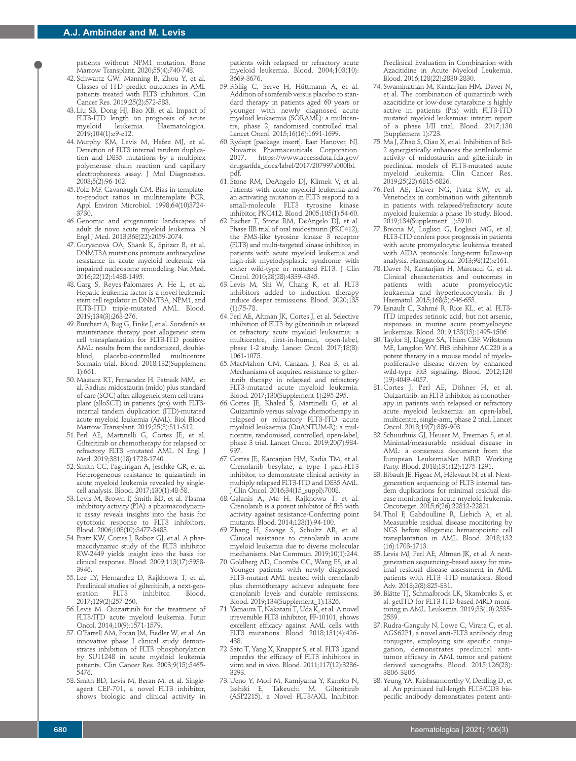patients without NPM1 mutation. Bone Marrow Transplant. 2020;55(4):740-748.

42. Schwartz GW, Manning B, Zhou Y, et al. Classes of ITD predict outcomes in AML patients treated with FLT3 inhibitors. Clin Cancer Res. 2019;25(2):572-583.
43. Liu SB, Dong HJ, Bao XB, et al. Impact of FLT3-ITD length on prognosis of acute myeloid leukemia. Haematologica. 2019;104(1):e9-e12.
44. Murphy KM, Levis M, Hafez MJ, et al. Detection of FLT3 internal tandem duplication and D835 mutations by a multiplex polymerase chain reaction and capillary electrophoresis assay. J Mol Diagnostics. 2003;5(2):96-102.
45. Polz MF, Cavanaugh CM. Bias in template-to-product ratios in multitemplate PCR. Appl Environ Microbiol. 1998;64(10)3724-3730.
46. Genomic and epigenomic landscapes of adult de novo acute myeloid leukemia. N Engl J Med. 2013;368(22):2059-2074.
47. Guryanova OA, Shank K, Spitzer B, et al. DNMT3A mutations promote anthracycline resistance in acute myeloid leukemia via impaired nucleosome remodeling. Nat Med. 2016;22(12):1488-1495.
48. Garg S, Reyes-Palomares A, He L, et al. Hepatic leukemia factor is a novel leukemic stem cell regulator in DNMT3A, NPM1, and FLT3-ITD triple-mutated AML. Blood. 2019;134(3):263-276.
49. Burchert A, Bug G, Finke J, et al. Sorafenib as maintenance therapy post allogeneic stem cell transplantation for FLT3-ITD positive AML: results from the randomized, double-blind, placebo-controlled multicentre Sormain trial. Blood. 2018;132(Supplement 1):661.
50. Maziarz RT, Fernandez H, Patnaik MM, et al. Radius: midostaurin (mido) plus standard of care (SOC) after allogeneic stem cell transplant (alloSCT) in patients (pts) with FLT3-internal tandem duplication (ITD)-mutated acute myeloid leukemia (AML). Biol Blood Marrow Transplant. 2019;25(3):S11-S12.
51. Perl AE, Martinelli G, Cortes JE, et al. Gilteritinib or chemotherapy for relapsed or refractory FLT3 -mutated AML. N Engl J Med. 2019;381(18):1728-1740.
52. Smith CC, Paguirigan A, Jeschke GR, et al. Heterogeneous resistance to quizartinib in acute myeloid leukemia revealed by single-cell analysis. Blood. 2017;130(1):48-58.
53. Levis M, Brown P, Smith BD, et al. Plasma inhibitory activity (PIA): a pharmacodynamic assay reveals insights into the basis for cytotoxic response to FLT3 inhibitors. Blood. 2006;108(10):3477-3483.
54. Pratz KW, Cortes J, Roboz GJ, et al. A pharmacodynamic study of the FLT3 inhibitor KW-2449 yields insight into the basis for clinical response. Blood. 2009;113(17):3938-3946.
55. Lee LY, Hernandez D, Rajkhowa T, et al. Preclinical studies of gilteritinib, a next-generation FLT3 inhibitor. Blood. 2017;129(2):257-260.
56. Levis M. Quizartinib for the treatment of FLT3/ITD acute myeloid leukemia. Futur Oncol. 2014;10(9):1571-1579.
57. O'Farrell AM, Foran JM, Fiedler W, et al. An innovative phase I clinical study demonstrates inhibition of FLT3 phosphorylation by SU11248 in acute myeloid leukemia patients. Clin Cancer Res. 2003;9(15):5465-5476.
58. Smith BD, Levis M, Beran M, et al. Single-agent CEP-701, a novel FLT3 inhibitor, shows biologic and clinical activity in patients with relapsed or refractory acute myeloid leukemia. Blood. 2004;103(10):3669-3676.
59. Röllig C, Serve H, Hüttmann A, et al. Addition of sorafenib versus placebo to standard therapy in patients aged 60 years or younger with newly diagnosed acute myeloid leukaemia (SORAML): a multicentre, phase 2, randomised controlled trial. Lancet Oncol. 2015;16(16):1691-1699.
60. Rydapt [package insert]. East Hanover, NJ. Novartis Pharmaceuticals Corporation. 2017. https://www.accessdata.fda.gov/drugsatfda_docs/label/2017/207997s000lbl.pdf.
61. Stone RM, DeAngelo DJ, Klimek V, et al. Patients with acute myeloid leukemia and an activating mutation in FLT3 respond to a small-molecule FLT3 tyrosine kinase inhibitor, PKC412. Blood. 2005;105(1):54-60.
62. Fischer T, Stone RM, DeAngelo DJ, et al. Phase IIB trial of oral midostaurin (PKC412), the FMS-like tyrosine kinase 3 receptor (FLT3) and multi-targeted kinase inhibitor, in patients with acute myeloid leukemia and high-risk myelodysplastic syndrome with either wild-type or mutated FLT3. J Clin Oncol. 2010;28(28):4339-4345.
63. Levis M, Shi W, Chang K, et al. FLT3 inhibitors added to induction therapy induce deeper remissions. Blood. 2020;135(1):75-78.
64. Perl AE, Altman JK, Cortes J, et al. Selective inhibition of FLT3 by gilteritinib in relapsed or refractory acute myeloid leukaemia: a multicentre, first-in-human, open-label, phase 1-2 study. Lancet Oncol. 2017;18(8):1061-1075.
65. MacMahon CM, Canaani J, Rea B, et al. Mechanisms of acquired resistance to gilteritinib therapy in relapsed and refractory FLT3-mutated acute myeloid leukemia. Blood. 2017;130(Supplement 1):295-295.
66. Cortes JE, Khaled S, Martinelli G, et al. Quizartinib versus salvage chemotherapy in relapsed or refractory FLT3-ITD acute myeloid leukaemia (QuANTUM-R): a multicentre, randomised, controlled, open-label, phase 3 trial. Lancet Oncol. 2019;20(7):984-997.
67. Cortes JE, Kantarjian HM, Kadia TM, et al. Crenolanib besylate, a type I pan-FLT3 inhibitor, to demonstrate clinical activity in multiply relapsed FLT3-ITD and D835 AML. J Clin Oncol. 2016;34(15_suppl):7008.
68. Galanis A, Ma H, Rajkhowa T, et al. Crenolanib is a potent inhibitor of flt3 with activity against resistance-Conferring point mutants. Blood. 2014;123(1):94-100.
69. Zhang H, Savage S, Schultz AR, et al. Clinical resistance to crenolanib in acute myeloid leukemia due to diverse molecular mechanisms. Nat Commun. 2019;10(1):244.
70. Goldberg AD, Coombs CC, Wang ES, et al. Younger patients with newly diagnosed FLT3-mutant AML treated with crenolanib plus chemotherapy achieve adequate free crenolanib levels and durable remissions. Blood. 2019;134(Supplement_1):1326.
71. Yamaura T, Nakatani T, Uda K, et al. A novel irreversible FLT3 inhibitor, FF-10101, shows excellent efficacy against AML cells with FLT3 mutations. Blood. 2018;131(4):426-438.
72. Sato T, Yang X, Knapper S, et al. FLT3 ligand impedes the efficacy of FLT3 inhibitors in vitro and in vivo. Blood. 2011;117(12):3286-3293.
73. Ueno Y, Mori M, Kamiyama Y, Kaneko N, Isshiki E, Takeuchi M. Gilteritinib (ASP2215), a Novel FLT3/AXL Inhibitor: Preclinical Evaluation in Combination with Azacitidine in Acute Myeloid Leukemia. Blood. 2016;128(22):2830-2830.
74. Swaminathan M, Kantarjian HM, Daver N, et al. The combination of quizartinib with azacitidine or low-dose cytarabine is highly active in patients (Pts) with FLT3-ITD mutated myeloid leukemias: interim report of a phase I/II trial. Blood. 2017;130 (Supplement 1):723.
75. Ma J, Zhao S, Qiao X, et al. Inhibition of Bcl-2 synergistically enhances the antileukemic activity of midostaurin and gilteritinib in preclinical models of FLT3-mutated acute myeloid leukemia. Clin Cancer Res. 2019;25(22):6815-6826.
76. Perl AE, Daver NG, Pratz KW, et al. Venetoclax in combination with gilteritinib in patients with relapsed/refractory acute myeloid leukemia: a phase 1b study. Blood. 2019;134(Supplement_1):3910.
77. Breccia M, Loglisci G, Loglisci MG, et al. FLT3-ITD confers poor prognosis in patients with acute promyelocytic leukemia treated with AIDA protocols: long-term follow-up analysis. Haematologica. 2013;98(12):e161.
78. Daver N, Kantarjian H, Marcucci G, et al. Clinical characteristics and outcomes in patients with acute promyelocytic leukaemia and hyperleucocytosis. Br J Haematol. 2015;168(5):646-653.
79. Esnault C, Rahmé R, Rice KL, et al. FLT3-ITD impedes retinoic acid, but not arsenic, responses in murine acute promyelocytic leukemias. Blood. 2019;133(13):1495-1506.
80. Taylor SJ, Dagger SA, Thien CBF, Wikstrom ME, Langdon WY. Flt3 inhibitor AC220 is a potent therapy in a mouse model of myeloproliferative disease driven by enhanced wild-type Flt3 signaling. Blood. 2012;120 (19):4049-4057.
81. Cortes J, Perl AE, Döhner H, et al. Quizartinib, an FLT3 inhibitor, as monotherapy in patients with relapsed or refractory acute myeloid leukaemia: an open-label, multicentre, single-arm, phase 2 trial. Lancet Oncol. 2018;19(7):889-903.
82. Schuurhuis GJ, Heuser M, Freeman S, et al. Minimal/measurable residual disease in AML: a consensus document from the European LeukemiaNet MRD Working Party. Blood. 2018;131(12):1275-1291.
83. Bibault JE, Figeac M, Hélevaut N, et al. Next-generation sequencing of FLT3 internal tandem duplications for minimal residual disease monitoring in acute myeloid leukemia. Oncotarget. 2015;6(26):22812-22821.
84. Thol F, Gabdoulline R, Liebich A, et al. Measurable residual disease monitoring by NGS before allogeneic hematopoietic cell transplantation in AML. Blood. 2018;132 (16):1703-1713.
85. Levis MJ, Perl AE, Altman JK, et al. A next-generation sequencing–based assay for minimal residual disease assessment in AML patients with FLT3 -ITD mutations. Blood Adv. 2018;2(8):825-831.
86. Blätte TJ, Schmalbrock LK, Skambraks S, et al. getITD for FLT3-ITD-based MRD monitoring in AML. Leukemia. 2019;33(10):2535-2539.
87. Rudra-Ganguly N, Lowe C, Virata C, et al. AGS62P1, a novel anti-FLT3 antibody drug conjugate, employing site specific conjugation, demonstrates preclinical anti-tumor efficacy in AML tumor and patient derived xenografts. Blood. 2015;126(23):3806-3806.
88. Yeung YA, Krishnamoorthy V, Dettling D, et al. An pptimized full-length FLT3/CD3 bispecific antibody demonstrates potent anti-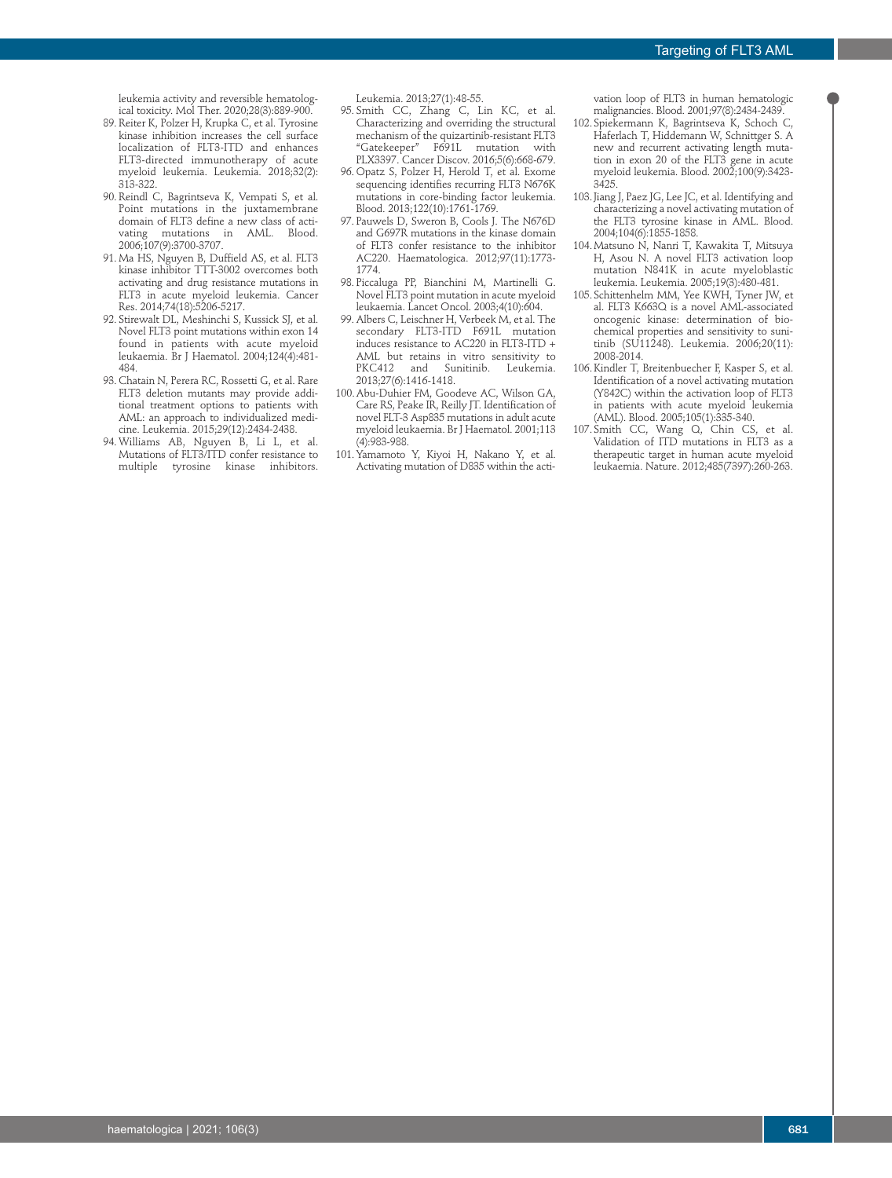leukemia activity and reversible hematological toxicity. Mol Ther. 2020;28(3):889-900.

89. Reiter K, Polzer H, Krupka C, et al. Tyrosine kinase inhibition increases the cell surface localization of FLT3-ITD and enhances FLT3-directed immunotherapy of acute myeloid leukemia. Leukemia. 2018;32(2): 313-322.
90. Reindl C, Bagrintseva K, Vempati S, et al. Point mutations in the juxtamembrane domain of FLT3 define a new class of activating mutations in AML. Blood. 2006;107(9):3700-3707.
91. Ma HS, Nguyen B, Duffield AS, et al. FLT3 kinase inhibitor TTT-3002 overcomes both activating and drug resistance mutations in FLT3 in acute myeloid leukemia. Cancer Res. 2014;74(18):5206-5217.
92. Stirewalt DL, Meshinchi S, Kussick SJ, et al. Novel FLT3 point mutations within exon 14 found in patients with acute myeloid leukaemia. Br J Haematol. 2004;124(4):481-484.
93. Chatain N, Perera RC, Rossetti G, et al. Rare FLT3 deletion mutants may provide additional treatment options to patients with AML: an approach to individualized medicine. Leukemia. 2015;29(12):2434-2438.
94. Williams AB, Nguyen B, Li L, et al. Mutations of FLT3/ITD confer resistance to multiple tyrosine kinase inhibitors. Leukemia. 2013;27(1):48-55.
95. Smith CC, Zhang C, Lin KC, et al. Characterizing and overriding the structural mechanism of the quizartinib-resistant FLT3 "Gatekeeper" F691L mutation with PLX3397. Cancer Discov. 2015;5(6):668-679.
96. Opatz S, Polzer H, Herold T, et al. Exome sequencing identifies recurring FLT3 N676K mutations in core-binding factor leukemia. Blood. 2013;122(10):1761-1769.
97. Pauwels D, Sweron B, Cools J. The N676D and G697R mutations in the kinase domain of FLT3 confer resistance to the inhibitor AC220. Haematologica. 2012;97(11):1773-1774.
98. Piccaluga PP, Bianchini M, Martinelli G. Novel FLT3 point mutation in acute myeloid leukaemia. Lancet Oncol. 2003;4(10):604.
99. Albers C, Leischner H, Verbeek M, et al. The secondary FLT3-ITD F691L mutation induces resistance to AC220 in FLT3-ITD + AML but retains in vitro sensitivity to PKC412 and Sunitinib. Leukemia. 2013;27(6):1416-1418.
100. Abu-Duhier FM, Goodeve AC, Wilson GA, Care RS, Peake IR, Reilly JT. Identification of novel FLT-3 Asp835 mutations in adult acute myeloid leukaemia. Br J Haematol. 2001;113 (4):983-988.
101. Yamamoto Y, Kiyoi H, Nakano Y, et al. Activating mutation of D835 within the activation loop of FLT3 in human hematologic malignancies. Blood. 2001;97(8):2434-2439.
102. Spiekermann K, Bagrintseva K, Schoch C, Haferlach T, Hiddemann W, Schnittger S. A new and recurrent activating length mutation in exon 20 of the FLT3 gene in acute myeloid leukemia. Blood. 2002;100(9):3423-3425.
103. Jiang J, Paez JG, Lee JC, et al. Identifying and characterizing a novel activating mutation of the FLT3 tyrosine kinase in AML. Blood. 2004;104(6):1855-1858.
104. Matsuno N, Nanri T, Kawakita T, Mitsuya H, Asou N. A novel FLT3 activation loop mutation N841K in acute myeloblastic leukemia. Leukemia. 2005;19(3):480-481.
105. Schittenhelm MM, Yee KWH, Tyner JW, et al. FLT3 K663Q is a novel AML-associated oncogenic kinase: determination of biochemical properties and sensitivity to sunitinib (SU11248). Leukemia. 2006;20(11): 2008-2014.
106. Kindler T, Breitenbuecher F, Kasper S, et al. Identification of a novel activating mutation (Y842C) within the activation loop of FLT3 in patients with acute myeloid leukemia (AML). Blood. 2005;105(1):335-340.
107. Smith CC, Wang Q, Chin CS, et al. Validation of ITD mutations in FLT3 as a therapeutic target in human acute myeloid leukaemia. Nature. 2012;485(7397):260-263.